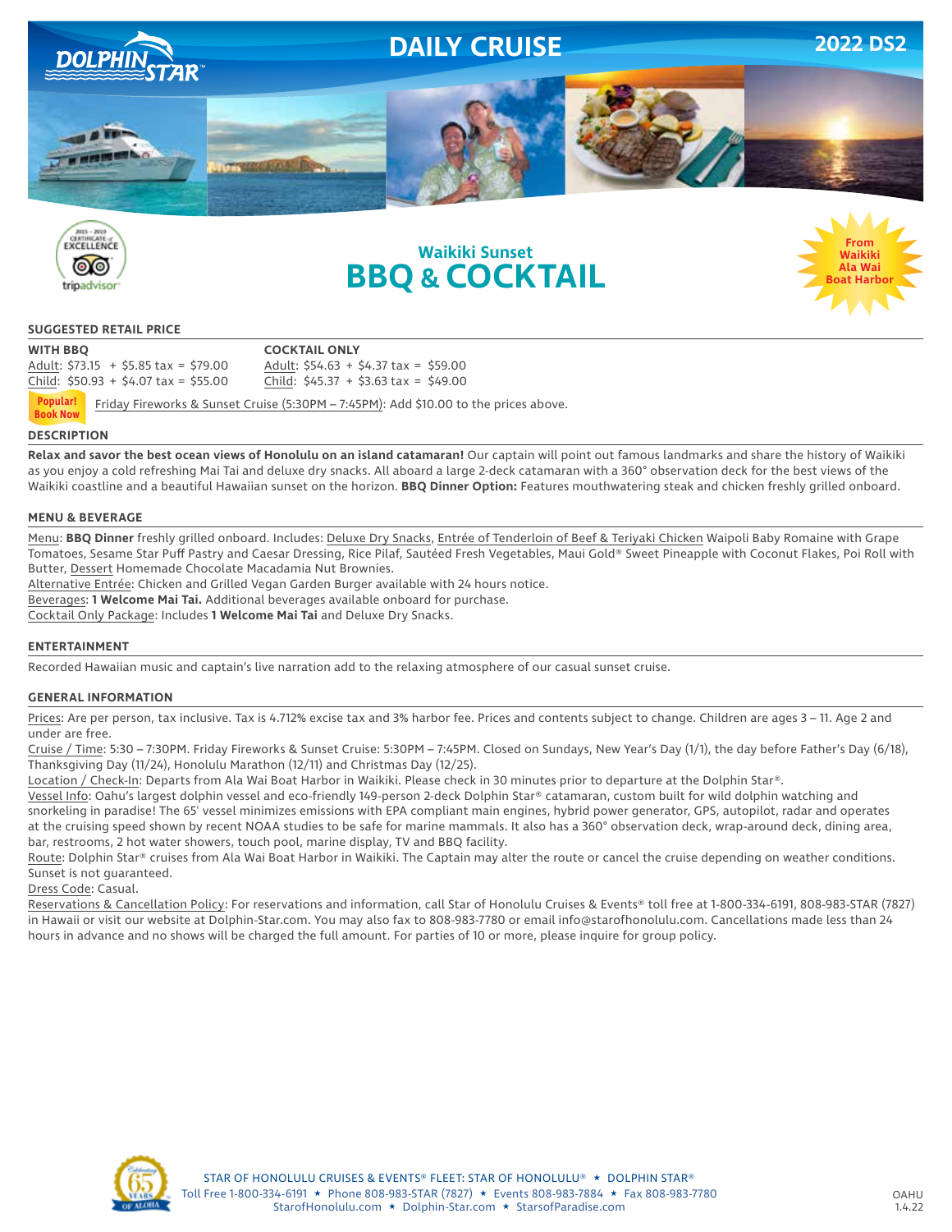# DAILY CRUISE

2022 DS2

DOLPHIN STAR™

## Waikiki Sunset
# BBQ & COCKTAIL

From Waikiki Ala Wai Boat Harbor

### SUGGESTED RETAIL PRICE

**WITH BBQ**
Adult: $73.15 + $5.85 tax = $79.00
Child: $50.93 + $4.07 tax = $55.00

**COCKTAIL ONLY**
Adult: $54.63 + $4.37 tax = $59.00
Child: $45.37 + $3.63 tax = $49.00

**Popular! Book Now** Friday Fireworks & Sunset Cruise (5:30PM – 7:45PM): Add $10.00 to the prices above.

### DESCRIPTION

**Relax and savor the best ocean views of Honolulu on an island catamaran!** Our captain will point out famous landmarks and share the history of Waikiki as you enjoy a cold refreshing Mai Tai and deluxe dry snacks. All aboard a large 2-deck catamaran with a 360° observation deck for the best views of the Waikiki coastline and a beautiful Hawaiian sunset on the horizon. **BBQ Dinner Option:** Features mouthwatering steak and chicken freshly grilled onboard.

### MENU & BEVERAGE

Menu: **BBQ Dinner** freshly grilled onboard. Includes: Deluxe Dry Snacks, Entrée of Tenderloin of Beef & Teriyaki Chicken Waipoli Baby Romaine with Grape Tomatoes, Sesame Star Puff Pastry and Caesar Dressing, Rice Pilaf, Sautéed Fresh Vegetables, Maui Gold® Sweet Pineapple with Coconut Flakes, Poi Roll with Butter, Dessert Homemade Chocolate Macadamia Nut Brownies.
Alternative Entrée: Chicken and Grilled Vegan Garden Burger available with 24 hours notice.
Beverages: **1 Welcome Mai Tai.** Additional beverages available onboard for purchase.
Cocktail Only Package: Includes **1 Welcome Mai Tai** and Deluxe Dry Snacks.

### ENTERTAINMENT

Recorded Hawaiian music and captain's live narration add to the relaxing atmosphere of our casual sunset cruise.

### GENERAL INFORMATION

Prices: Are per person, tax inclusive. Tax is 4.712% excise tax and 3% harbor fee. Prices and contents subject to change. Children are ages 3 – 11. Age 2 and under are free.
Cruise / Time: 5:30 – 7:30PM. Friday Fireworks & Sunset Cruise: 5:30PM – 7:45PM. Closed on Sundays, New Year's Day (1/1), the day before Father's Day (6/18), Thanksgiving Day (11/24), Honolulu Marathon (12/11) and Christmas Day (12/25).
Location / Check-In: Departs from Ala Wai Boat Harbor in Waikiki. Please check in 30 minutes prior to departure at the Dolphin Star®.
Vessel Info: Oahu's largest dolphin vessel and eco-friendly 149-person 2-deck Dolphin Star® catamaran, custom built for wild dolphin watching and snorkeling in paradise! The 65' vessel minimizes emissions with EPA compliant main engines, hybrid power generator, GPS, autopilot, radar and operates at the cruising speed shown by recent NOAA studies to be safe for marine mammals. It also has a 360° observation deck, wrap-around deck, dining area, bar, restrooms, 2 hot water showers, touch pool, marine display, TV and BBQ facility.
Route: Dolphin Star® cruises from Ala Wai Boat Harbor in Waikiki. The Captain may alter the route or cancel the cruise depending on weather conditions. Sunset is not guaranteed.
Dress Code: Casual.
Reservations & Cancellation Policy: For reservations and information, call Star of Honolulu Cruises & Events® toll free at 1-800-334-6191, 808-983-STAR (7827) in Hawaii or visit our website at Dolphin-Star.com. You may also fax to 808-983-7780 or email info@starofhonolulu.com. Cancellations made less than 24 hours in advance and no shows will be charged the full amount. For parties of 10 or more, please inquire for group policy.

STAR OF HONOLULU CRUISES & EVENTS® FLEET: STAR OF HONOLULU® ★ DOLPHIN STAR®
Toll Free 1-800-334-6191 ★ Phone 808-983-STAR (7827) ★ Events 808-983-7884 ★ Fax 808-983-7780
StarofHonolulu.com ★ Dolphin-Star.com ★ StarsofParadise.com

OAHU 1.4.22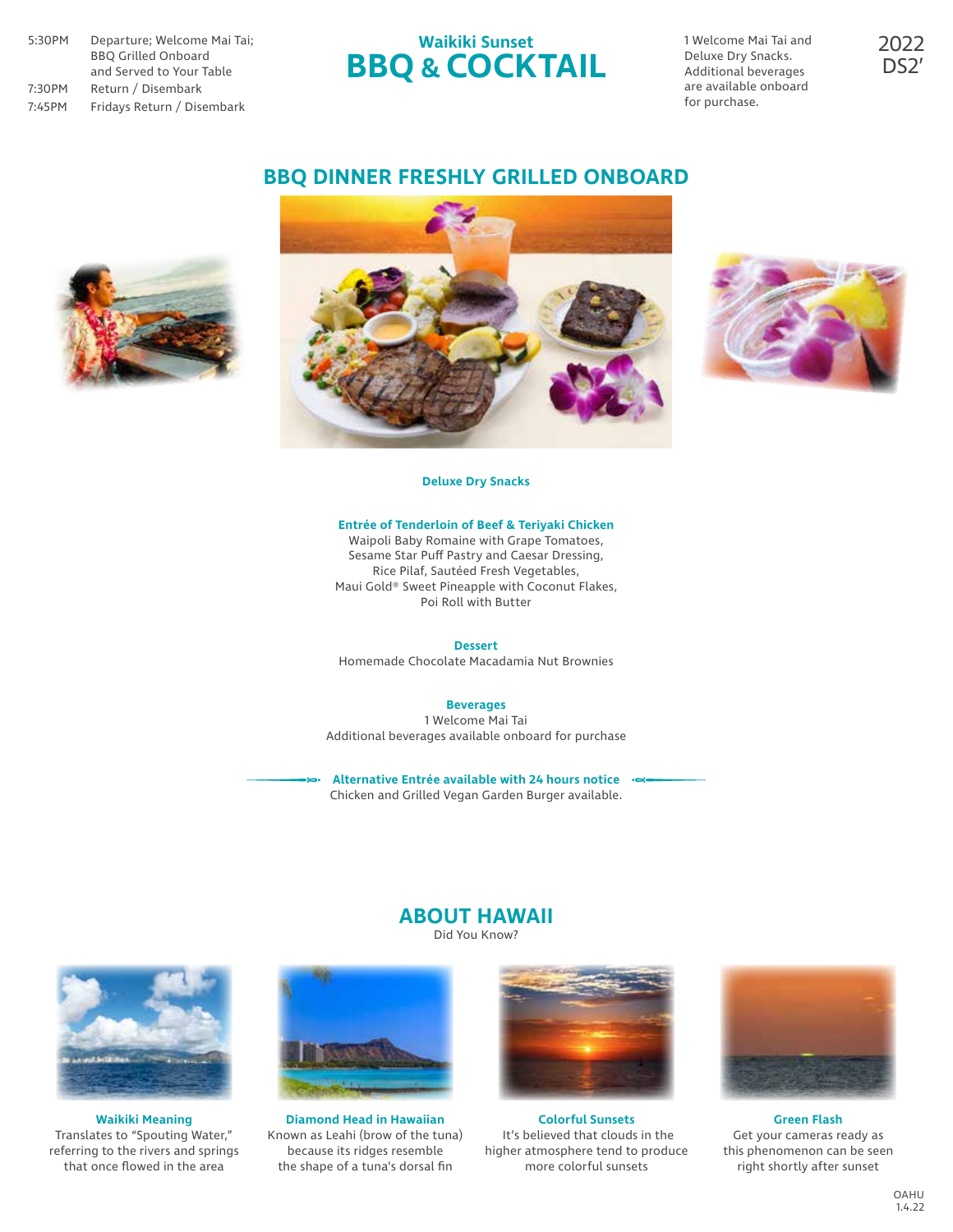5:30PM Departure; Welcome Mai Tai; BBQ Grilled Onboard and Served to Your Table
7:30PM Return / Disembark
7:45PM Fridays Return / Disembark

# Waikiki Sunset BBQ & COCKTAIL

1 Welcome Mai Tai and Deluxe Dry Snacks. Additional beverages are available onboard for purchase.

2022
DS2'

## BBQ DINNER FRESHLY GRILLED ONBOARD

**Deluxe Dry Snacks**

**Entrée of Tenderloin of Beef & Teriyaki Chicken**
Waipoli Baby Romaine with Grape Tomatoes,
Sesame Star Puff Pastry and Caesar Dressing,
Rice Pilaf, Sautéed Fresh Vegetables,
Maui Gold® Sweet Pineapple with Coconut Flakes,
Poi Roll with Butter

**Dessert**
Homemade Chocolate Macadamia Nut Brownies

**Beverages**
1 Welcome Mai Tai
Additional beverages available onboard for purchase

**Alternative Entrée available with 24 hours notice**
Chicken and Grilled Vegan Garden Burger available.

## ABOUT HAWAII

Did You Know?

**Waikiki Meaning**
Translates to "Spouting Water," referring to the rivers and springs that once flowed in the area

**Diamond Head in Hawaiian**
Known as Leahi (brow of the tuna) because its ridges resemble the shape of a tuna's dorsal fin

**Colorful Sunsets**
It's believed that clouds in the higher atmosphere tend to produce more colorful sunsets

**Green Flash**
Get your cameras ready as this phenomenon can be seen right shortly after sunset

OAHU
1.4.22